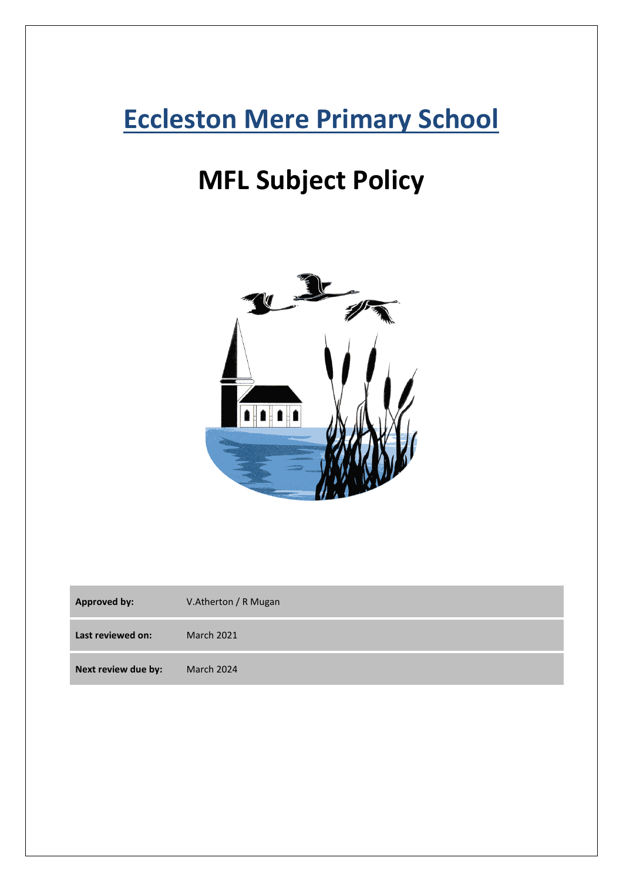# Eccleston Mere Primary School

# MFL Subject Policy

| **Approved by:** | V.Atherton / R Mugan |
|---|---|
| **Last reviewed on:** | March 2021 |
| **Next review due by:** | March 2024 |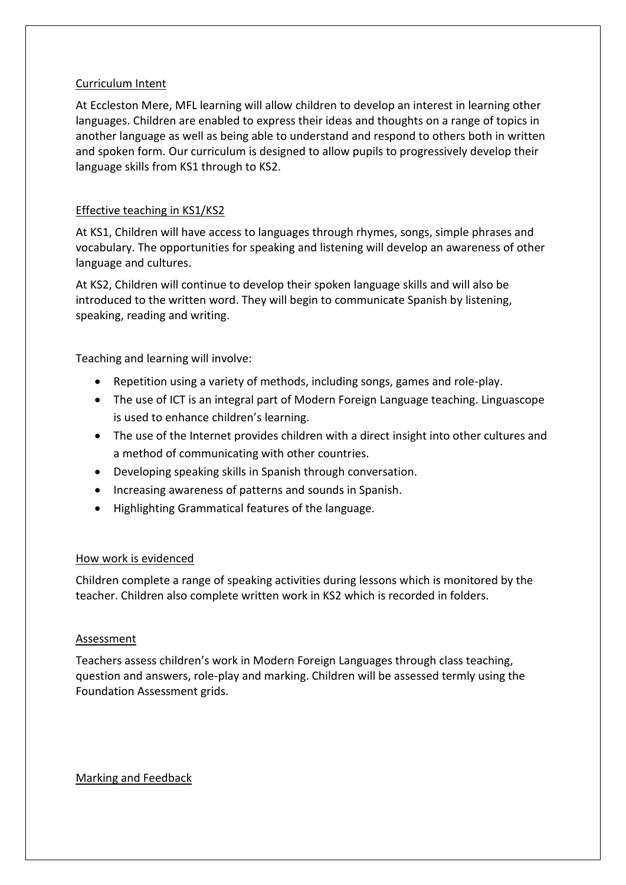## Curriculum Intent

At Eccleston Mere, MFL learning will allow children to develop an interest in learning other languages. Children are enabled to express their ideas and thoughts on a range of topics in another language as well as being able to understand and respond to others both in written and spoken form. Our curriculum is designed to allow pupils to progressively develop their language skills from KS1 through to KS2.

## Effective teaching in KS1/KS2

At KS1, Children will have access to languages through rhymes, songs, simple phrases and vocabulary. The opportunities for speaking and listening will develop an awareness of other language and cultures.

At KS2, Children will continue to develop their spoken language skills and will also be introduced to the written word. They will begin to communicate Spanish by listening, speaking, reading and writing.

Teaching and learning will involve:

- Repetition using a variety of methods, including songs, games and role-play.
- The use of ICT is an integral part of Modern Foreign Language teaching. Linguascope is used to enhance children's learning.
- The use of the Internet provides children with a direct insight into other cultures and a method of communicating with other countries.
- Developing speaking skills in Spanish through conversation.
- Increasing awareness of patterns and sounds in Spanish.
- Highlighting Grammatical features of the language.

## How work is evidenced

Children complete a range of speaking activities during lessons which is monitored by the teacher. Children also complete written work in KS2 which is recorded in folders.

## Assessment

Teachers assess children's work in Modern Foreign Languages through class teaching, question and answers, role-play and marking. Children will be assessed termly using the Foundation Assessment grids.

## Marking and Feedback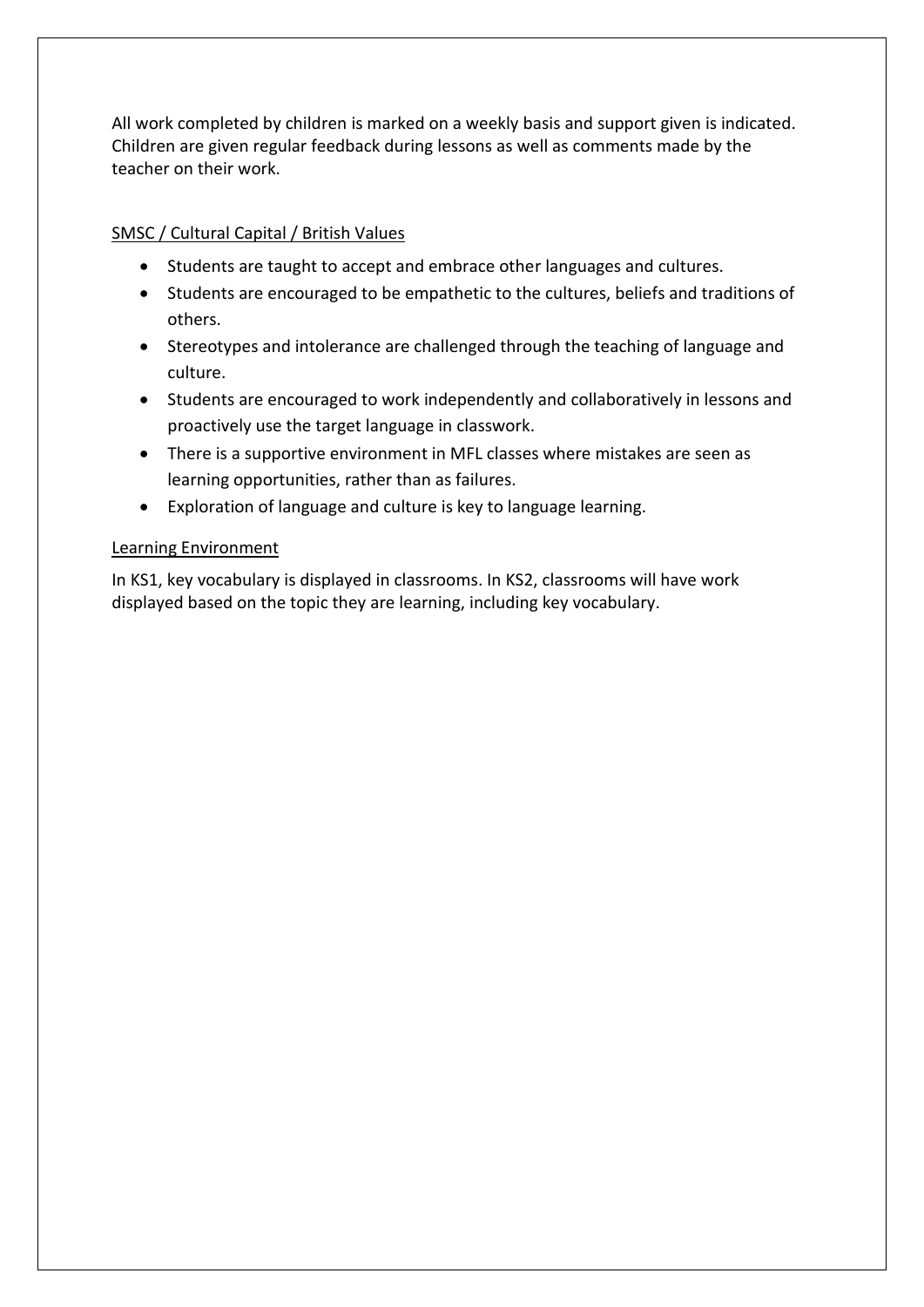All work completed by children is marked on a weekly basis and support given is indicated. Children are given regular feedback during lessons as well as comments made by the teacher on their work.

## SMSC / Cultural Capital / British Values

- Students are taught to accept and embrace other languages and cultures.
- Students are encouraged to be empathetic to the cultures, beliefs and traditions of others.
- Stereotypes and intolerance are challenged through the teaching of language and culture.
- Students are encouraged to work independently and collaboratively in lessons and proactively use the target language in classwork.
- There is a supportive environment in MFL classes where mistakes are seen as learning opportunities, rather than as failures.
- Exploration of language and culture is key to language learning.

## Learning Environment

In KS1, key vocabulary is displayed in classrooms. In KS2, classrooms will have work displayed based on the topic they are learning, including key vocabulary.